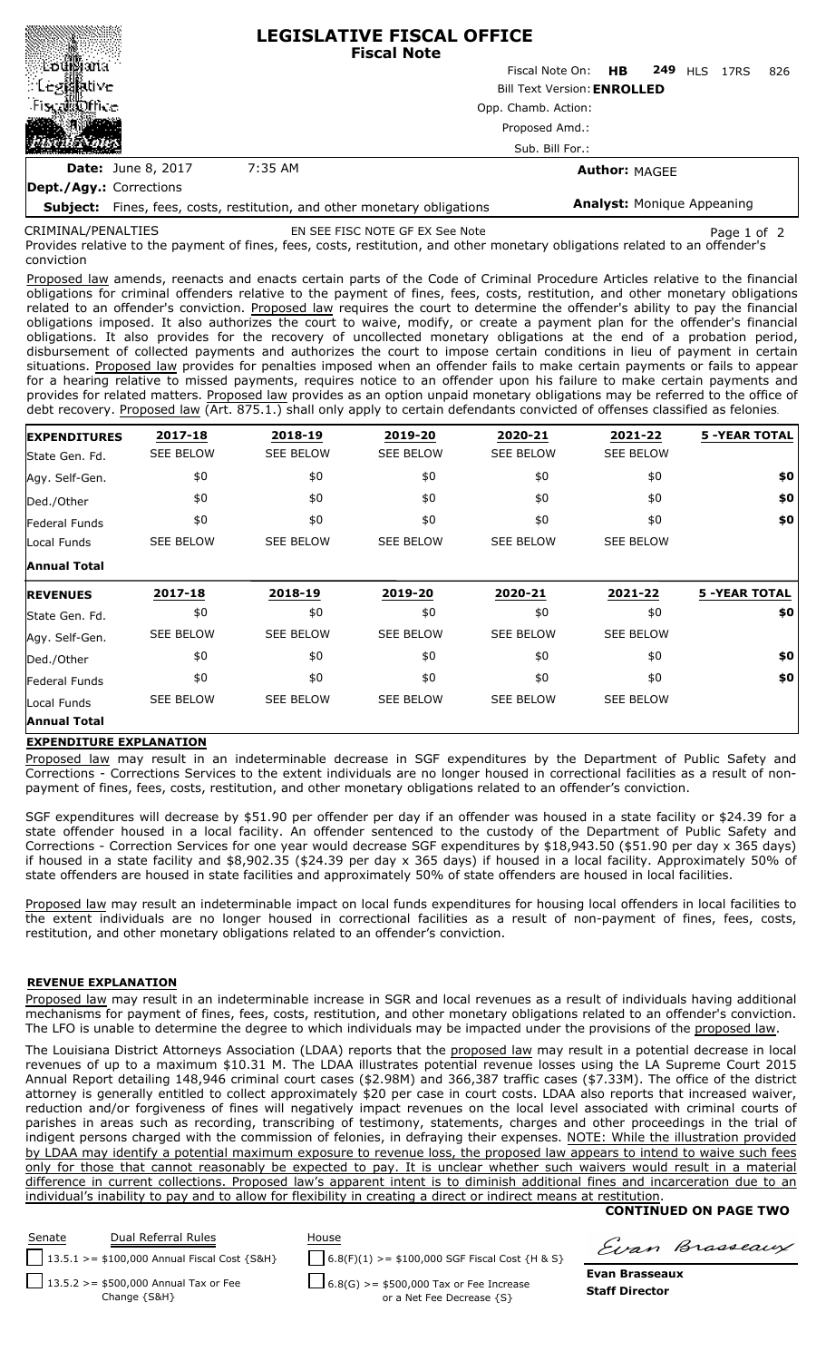# LEGISLATIVE FISCAL OFFICE
## Fiscal Note

Fiscal Note On: **HB 249** HLS 17RS 826

Bill Text Version: **ENROLLED**

Opp. Chamb. Action:

Proposed Amd.:

Sub. Bill For.:

**Date:** June 8, 2017 7:35 AM

**Author:** MAGEE

**Dept./Agy.:** Corrections

**Subject:** Fines, fees, costs, restitution, and other monetary obligations

**Analyst:** Monique Appeaning

CRIMINAL/PENALTIES EN SEE FISC NOTE GF EX See Note

Provides relative to the payment of fines, fees, costs, restitution, and other monetary obligations related to an offender's conviction

Proposed law amends, reenacts and enacts certain parts of the Code of Criminal Procedure Articles relative to the financial obligations for criminal offenders relative to the payment of fines, fees, costs, restitution, and other monetary obligations related to an offender's conviction. Proposed law requires the court to determine the offender's ability to pay the financial obligations imposed. It also authorizes the court to waive, modify, or create a payment plan for the offender's financial obligations. It also provides for the recovery of uncollected monetary obligations at the end of a probation period, disbursement of collected payments and authorizes the court to impose certain conditions in lieu of payment in certain situations. Proposed law provides for penalties imposed when an offender fails to make certain payments or fails to appear for a hearing relative to missed payments, requires notice to an offender upon his failure to make certain payments and provides for related matters. Proposed law provides as an option unpaid monetary obligations may be referred to the office of debt recovery. Proposed law (Art. 875.1.) shall only apply to certain defendants convicted of offenses classified as felonies.

| EXPENDITURES | 2017-18 | 2018-19 | 2019-20 | 2020-21 | 2021-22 | 5 -YEAR TOTAL |
|---|---|---|---|---|---|---|
| State Gen. Fd. | SEE BELOW | SEE BELOW | SEE BELOW | SEE BELOW | SEE BELOW | |
| Agy. Self-Gen. | $0 | $0 | $0 | $0 | $0 | $0 |
| Ded./Other | $0 | $0 | $0 | $0 | $0 | $0 |
| Federal Funds | $0 | $0 | $0 | $0 | $0 | $0 |
| Local Funds | SEE BELOW | SEE BELOW | SEE BELOW | SEE BELOW | SEE BELOW | |
| **Annual Total** | | | | | | |

| REVENUES | 2017-18 | 2018-19 | 2019-20 | 2020-21 | 2021-22 | 5 -YEAR TOTAL |
|---|---|---|---|---|---|---|
| State Gen. Fd. | $0 | $0 | $0 | $0 | $0 | $0 |
| Agy. Self-Gen. | SEE BELOW | SEE BELOW | SEE BELOW | SEE BELOW | SEE BELOW | |
| Ded./Other | $0 | $0 | $0 | $0 | $0 | $0 |
| Federal Funds | $0 | $0 | $0 | $0 | $0 | $0 |
| Local Funds | SEE BELOW | SEE BELOW | SEE BELOW | SEE BELOW | SEE BELOW | |
| **Annual Total** | | | | | | |

**EXPENDITURE EXPLANATION**

Proposed law may result in an indeterminable decrease in SGF expenditures by the Department of Public Safety and Corrections - Corrections Services to the extent individuals are no longer housed in correctional facilities as a result of non-payment of fines, fees, costs, restitution, and other monetary obligations related to an offender's conviction.

SGF expenditures will decrease by $51.90 per offender per day if an offender was housed in a state facility or $24.39 for a state offender housed in a local facility. An offender sentenced to the custody of the Department of Public Safety and Corrections - Correction Services for one year would decrease SGF expenditures by $18,943.50 ($51.90 per day x 365 days) if housed in a state facility and $8,902.35 ($24.39 per day x 365 days) if housed in a local facility. Approximately 50% of state offenders are housed in state facilities and approximately 50% of state offenders are housed in local facilities.

Proposed law may result an indeterminable impact on local funds expenditures for housing local offenders in local facilities to the extent individuals are no longer housed in correctional facilities as a result of non-payment of fines, fees, costs, restitution, and other monetary obligations related to an offender's conviction.

**REVENUE EXPLANATION**

Proposed law may result in an indeterminable increase in SGR and local revenues as a result of individuals having additional mechanisms for payment of fines, fees, costs, restitution, and other monetary obligations related to an offender's conviction. The LFO is unable to determine the degree to which individuals may be impacted under the provisions of the proposed law.

The Louisiana District Attorneys Association (LDAA) reports that the proposed law may result in a potential decrease in local revenues of up to a maximum $10.31 M. The LDAA illustrates potential revenue losses using the LA Supreme Court 2015 Annual Report detailing 148,946 criminal court cases ($2.98M) and 366,387 traffic cases ($7.33M). The office of the district attorney is generally entitled to collect approximately $20 per case in court costs. LDAA also reports that increased waiver, reduction and/or forgiveness of fines will negatively impact revenues on the local level associated with criminal courts of parishes in areas such as recording, transcribing of testimony, statements, charges and other proceedings in the trial of indigent persons charged with the commission of felonies, in defraying their expenses. NOTE: While the illustration provided by LDAA may identify a potential maximum exposure to revenue loss, the proposed law appears to intend to waive such fees only for those that cannot reasonably be expected to pay. It is unclear whether such waivers would result in a material difference in current collections. Proposed law's apparent intent is to diminish additional fines and incarceration due to an individual's inability to pay and to allow for flexibility in creating a direct or indirect means at restitution.

**CONTINUED ON PAGE TWO**

| Senate | Dual Referral Rules | House |
|---|---|---|
| ☐ 13.5.1 >= $100,000 Annual Fiscal Cost {S&H} | | ☐ 6.8(F)(1) >= $100,000 SGF Fiscal Cost {H & S} |
| ☐ 13.5.2 >= $500,000 Annual Tax or Fee Change {S&H} | | ☐ 6.8(G) >= $500,000 Tax or Fee Increase or a Net Fee Decrease {S} |

Evan Brasseaux

**Evan Brasseaux**
**Staff Director**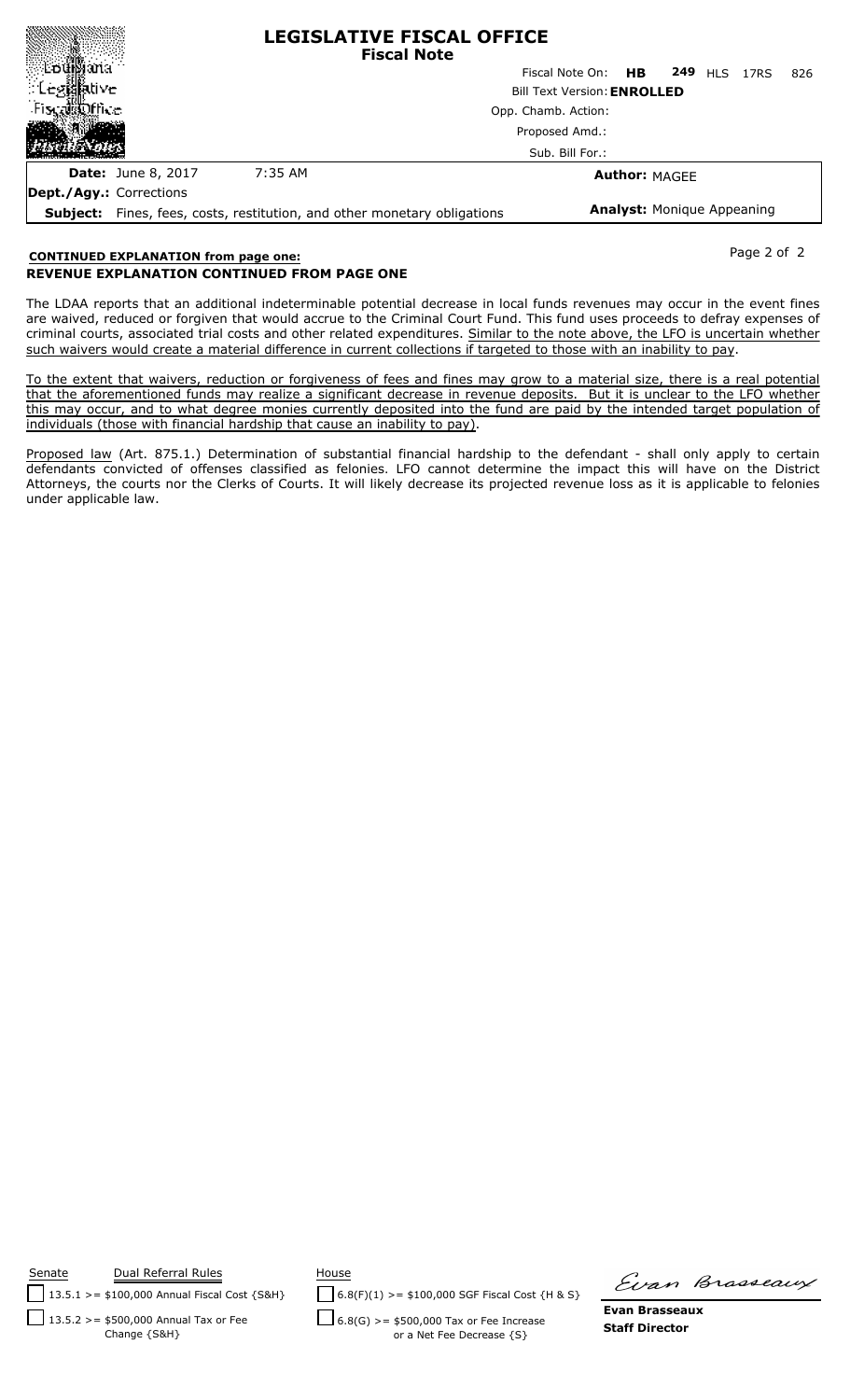**LEGISLATIVE FISCAL OFFICE**
**Fiscal Note**

Fiscal Note On: **HB 249** HLS 17RS 826

Bill Text Version: **ENROLLED**

Opp. Chamb. Action:

Proposed Amd.:

Sub. Bill For.:

**Date:** June 8, 2017 7:35 AM

**Author:** MAGEE

**Dept./Agy.:** Corrections

**Subject:** Fines, fees, costs, restitution, and other monetary obligations

**Analyst:** Monique Appeaning

**CONTINUED EXPLANATION from page one:**

**REVENUE EXPLANATION CONTINUED FROM PAGE ONE**

The LDAA reports that an additional indeterminable potential decrease in local funds revenues may occur in the event fines are waived, reduced or forgiven that would accrue to the Criminal Court Fund. This fund uses proceeds to defray expenses of criminal courts, associated trial costs and other related expenditures. Similar to the note above, the LFO is uncertain whether such waivers would create a material difference in current collections if targeted to those with an inability to pay.

To the extent that waivers, reduction or forgiveness of fees and fines may grow to a material size, there is a real potential that the aforementioned funds may realize a significant decrease in revenue deposits. But it is unclear to the LFO whether this may occur, and to what degree monies currently deposited into the fund are paid by the intended target population of individuals (those with financial hardship that cause an inability to pay).

Proposed law (Art. 875.1.) Determination of substantial financial hardship to the defendant - shall only apply to certain defendants convicted of offenses classified as felonies. LFO cannot determine the impact this will have on the District Attorneys, the courts nor the Clerks of Courts. It will likely decrease its projected revenue loss as it is applicable to felonies under applicable law.

| Senate | Dual Referral Rules | House |
|---|---|---|
| ☐ 13.5.1 >= $100,000 Annual Fiscal Cost {S&H} | | ☐ 6.8(F)(1) >= $100,000 SGF Fiscal Cost {H & S} |
| ☐ 13.5.2 >= $500,000 Annual Tax or Fee Change {S&H} | | ☐ 6.8(G) >= $500,000 Tax or Fee Increase or a Net Fee Decrease {S} |

**Evan Brasseaux**
**Staff Director**